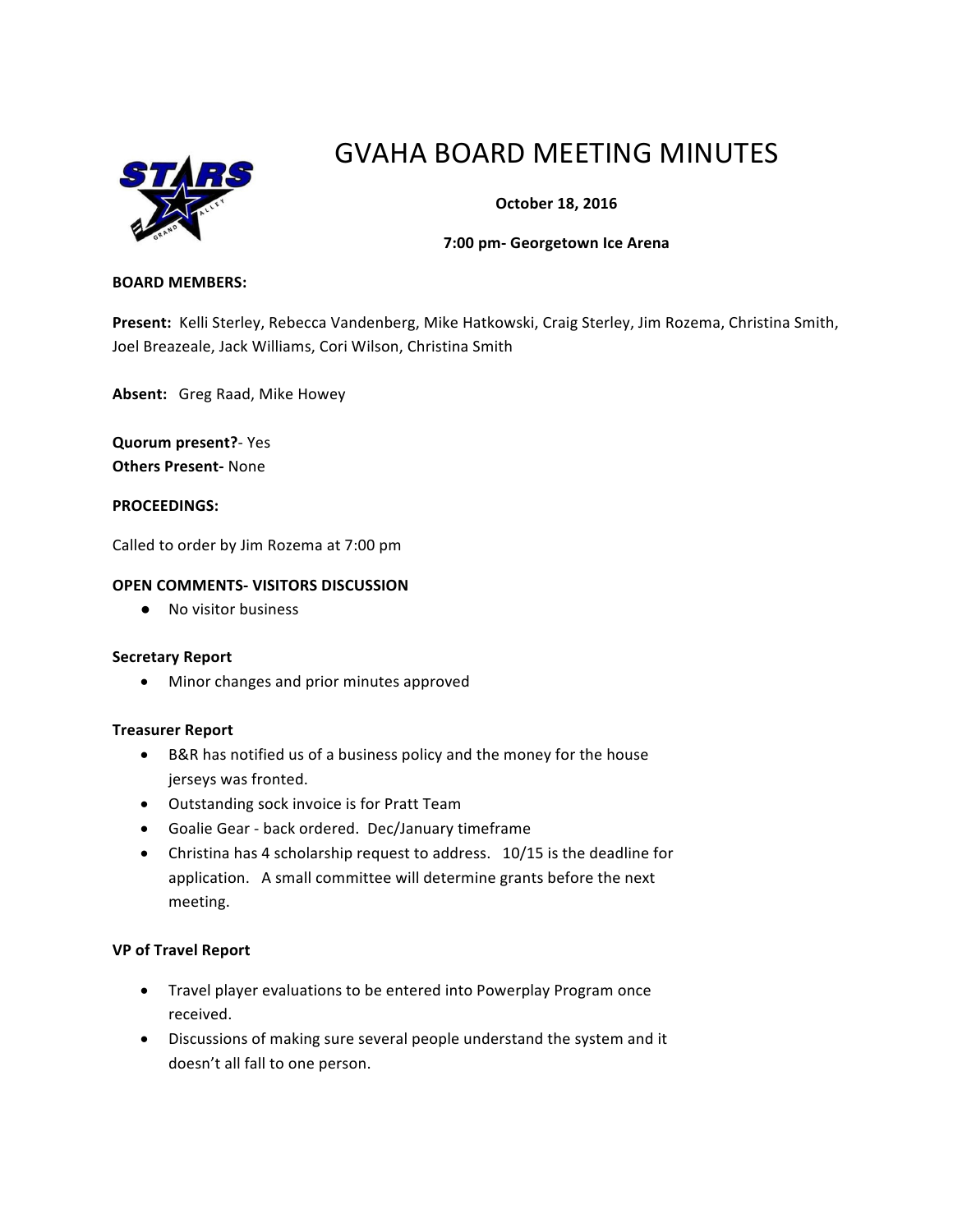# GVAHA BOARD MEETING MINUTES

**October 18, 2016**

**7:00 pm- Georgetown Ice Arena**

**BOARD MEMBERS:**

**Present:** Kelli Sterley, Rebecca Vandenberg, Mike Hatkowski, Craig Sterley, Jim Rozema, Christina Smith, Joel Breazeale, Jack Williams, Cori Wilson, Christina Smith

**Absent:** Greg Raad, Mike Howey

**Quorum present?**- Yes
**Others Present-** None

**PROCEEDINGS:**

Called to order by Jim Rozema at 7:00 pm

**OPEN COMMENTS- VISITORS DISCUSSION**

- No visitor business

**Secretary Report**

- Minor changes and prior minutes approved

**Treasurer Report**

- B&R has notified us of a business policy and the money for the house jerseys was fronted.
- Outstanding sock invoice is for Pratt Team
- Goalie Gear - back ordered. Dec/January timeframe
- Christina has 4 scholarship request to address. 10/15 is the deadline for application. A small committee will determine grants before the next meeting.

**VP of Travel Report**

- Travel player evaluations to be entered into Powerplay Program once received.
- Discussions of making sure several people understand the system and it doesn't all fall to one person.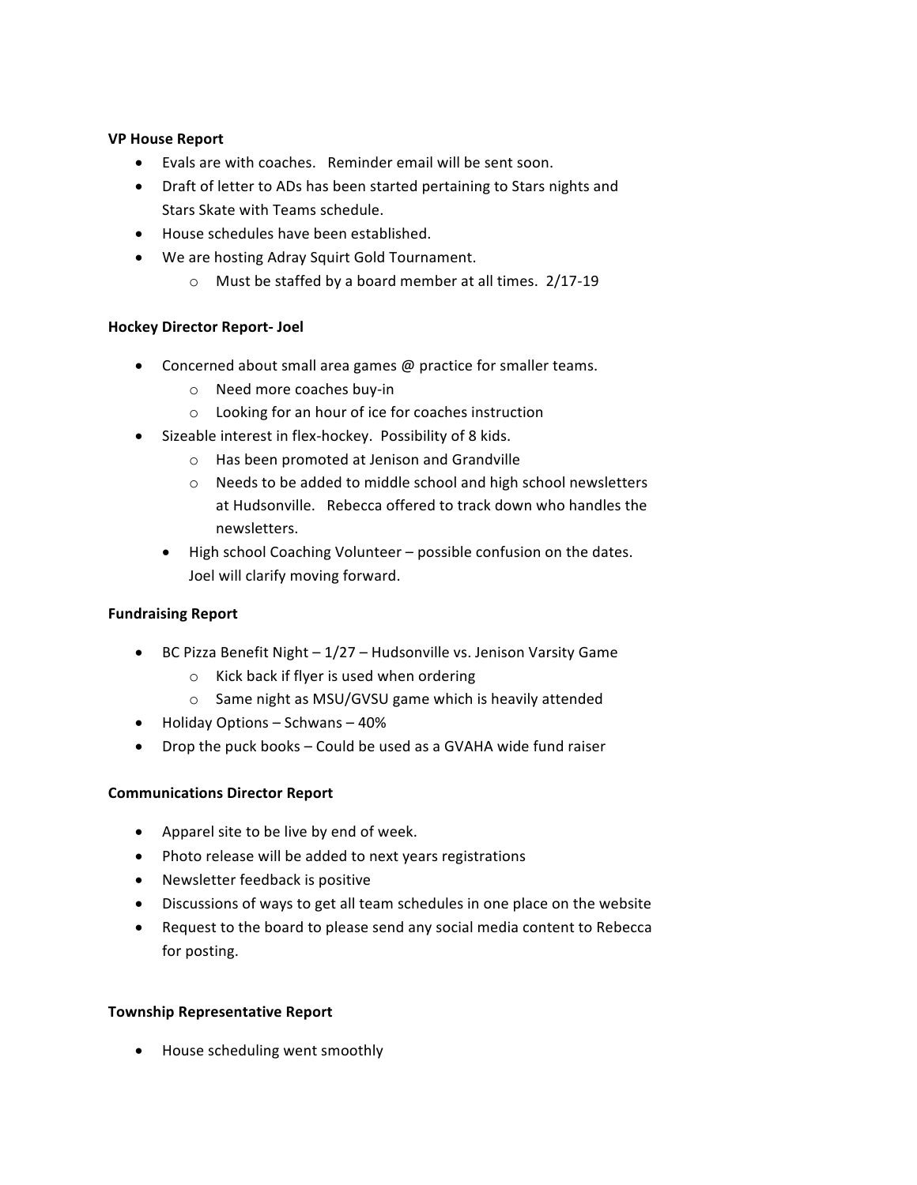**VP House Report**

- Evals are with coaches. Reminder email will be sent soon.
- Draft of letter to ADs has been started pertaining to Stars nights and Stars Skate with Teams schedule.
- House schedules have been established.
- We are hosting Adray Squirt Gold Tournament.
  - Must be staffed by a board member at all times. 2/17-19

**Hockey Director Report- Joel**

- Concerned about small area games @ practice for smaller teams.
  - Need more coaches buy-in
  - Looking for an hour of ice for coaches instruction
- Sizeable interest in flex-hockey. Possibility of 8 kids.
  - Has been promoted at Jenison and Grandville
  - Needs to be added to middle school and high school newsletters at Hudsonville. Rebecca offered to track down who handles the newsletters.
- High school Coaching Volunteer – possible confusion on the dates. Joel will clarify moving forward.

**Fundraising Report**

- BC Pizza Benefit Night – 1/27 – Hudsonville vs. Jenison Varsity Game
  - Kick back if flyer is used when ordering
  - Same night as MSU/GVSU game which is heavily attended
- Holiday Options – Schwans – 40%
- Drop the puck books – Could be used as a GVAHA wide fund raiser

**Communications Director Report**

- Apparel site to be live by end of week.
- Photo release will be added to next years registrations
- Newsletter feedback is positive
- Discussions of ways to get all team schedules in one place on the website
- Request to the board to please send any social media content to Rebecca for posting.

**Township Representative Report**

- House scheduling went smoothly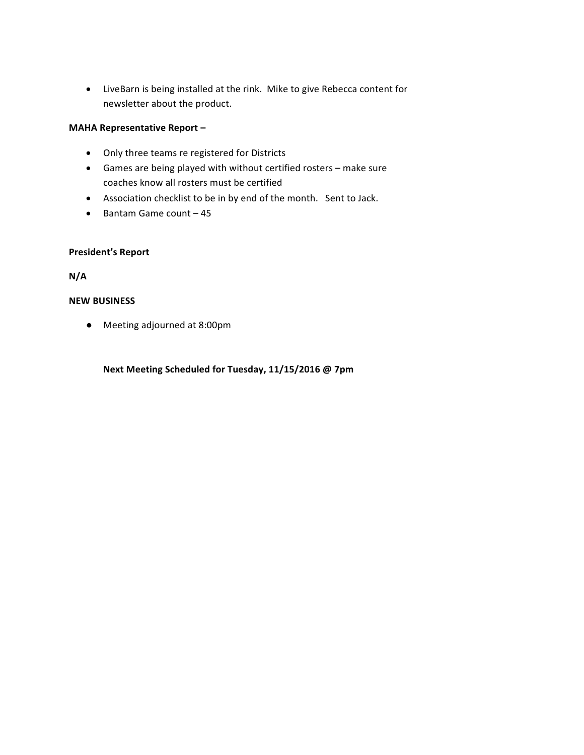- LiveBarn is being installed at the rink. Mike to give Rebecca content for newsletter about the product.

**MAHA Representative Report –**

- Only three teams re registered for Districts
- Games are being played with without certified rosters – make sure coaches know all rosters must be certified
- Association checklist to be in by end of the month. Sent to Jack.
- Bantam Game count – 45

**President's Report**

**N/A**

**NEW BUSINESS**

- Meeting adjourned at 8:00pm

**Next Meeting Scheduled for Tuesday, 11/15/2016 @ 7pm**